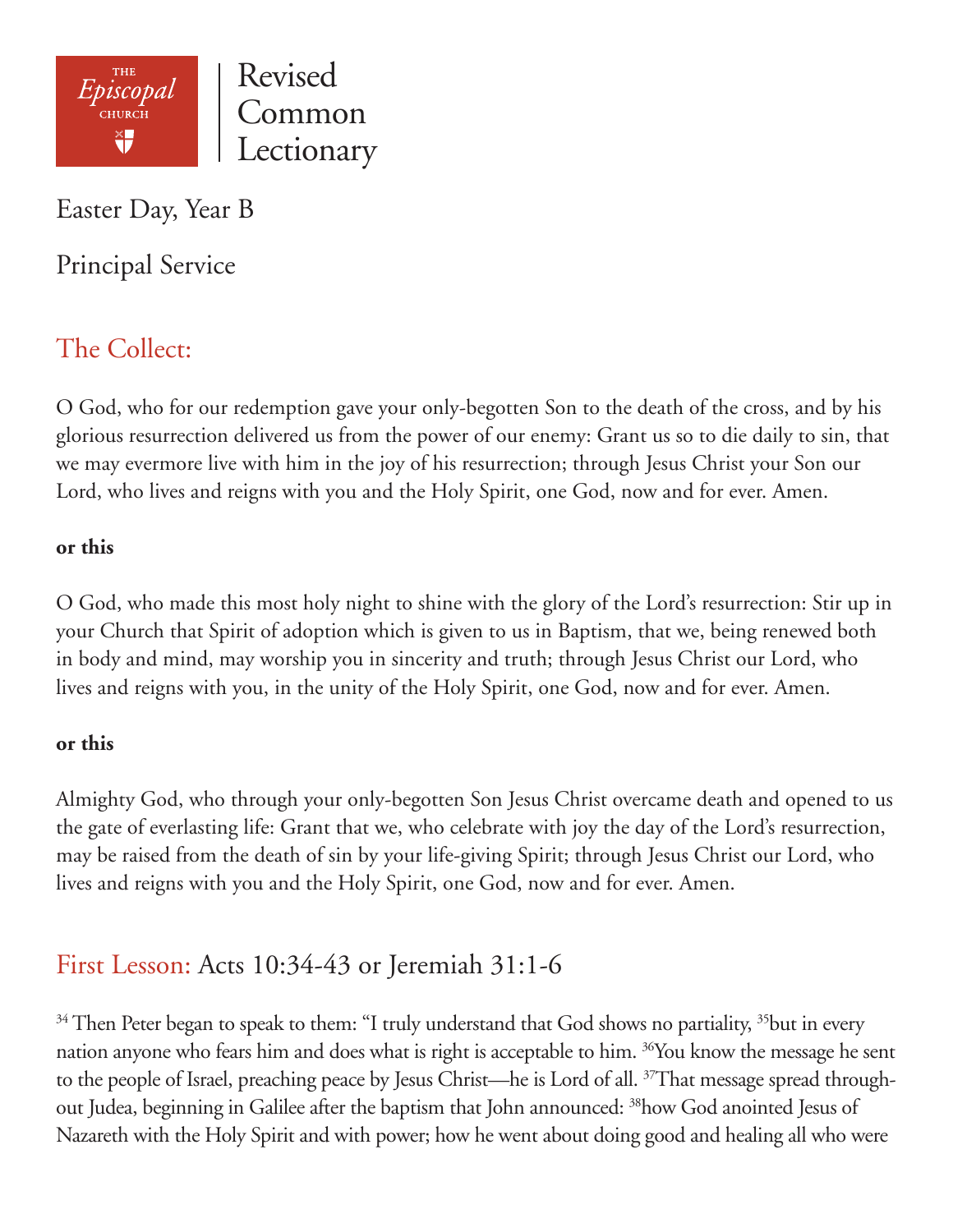THE *Episcopal* CHURCH

# Revised Common Lectionary

Easter Day, Year B

Principal Service

## The Collect:

O God, who for our redemption gave your only-begotten Son to the death of the cross, and by his glorious resurrection delivered us from the power of our enemy: Grant us so to die daily to sin, that we may evermore live with him in the joy of his resurrection; through Jesus Christ your Son our Lord, who lives and reigns with you and the Holy Spirit, one God, now and for ever. Amen.

**or this**

O God, who made this most holy night to shine with the glory of the Lord's resurrection: Stir up in your Church that Spirit of adoption which is given to us in Baptism, that we, being renewed both in body and mind, may worship you in sincerity and truth; through Jesus Christ our Lord, who lives and reigns with you, in the unity of the Holy Spirit, one God, now and for ever. Amen.

**or this**

Almighty God, who through your only-begotten Son Jesus Christ overcame death and opened to us the gate of everlasting life: Grant that we, who celebrate with joy the day of the Lord's resurrection, may be raised from the death of sin by your life-giving Spirit; through Jesus Christ our Lord, who lives and reigns with you and the Holy Spirit, one God, now and for ever. Amen.

## First Lesson: Acts 10:34-43 or Jeremiah 31:1-6

[34] Then Peter began to speak to them: "I truly understand that God shows no partiality, [35]but in every nation anyone who fears him and does what is right is acceptable to him. [36]You know the message he sent to the people of Israel, preaching peace by Jesus Christ—he is Lord of all. [37]That message spread throughout Judea, beginning in Galilee after the baptism that John announced: [38]how God anointed Jesus of Nazareth with the Holy Spirit and with power; how he went about doing good and healing all who were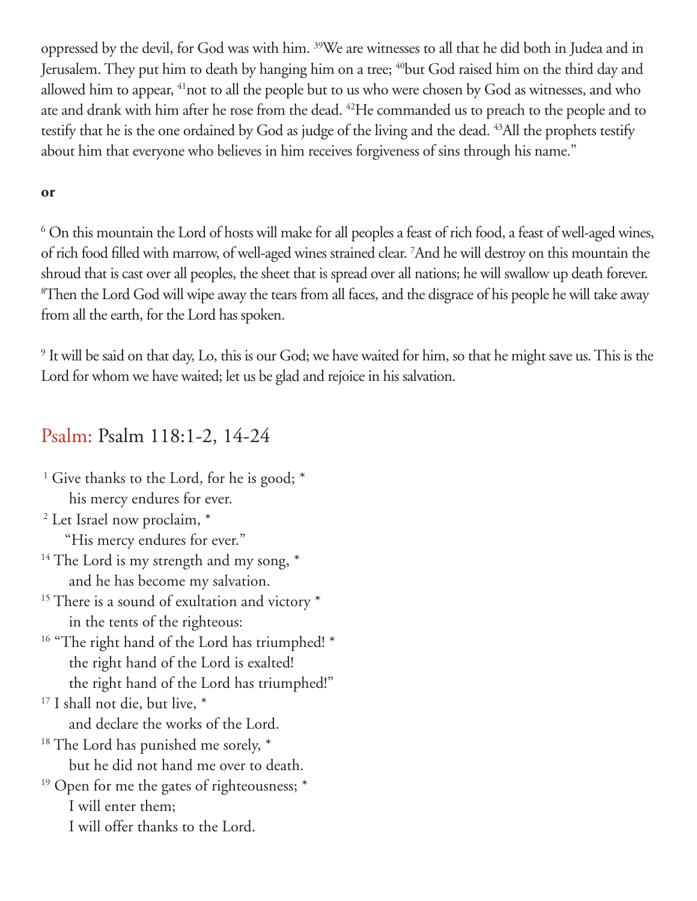oppressed by the devil, for God was with him. [39]We are witnesses to all that he did both in Judea and in Jerusalem. They put him to death by hanging him on a tree; [40]but God raised him on the third day and allowed him to appear, [41]not to all the people but to us who were chosen by God as witnesses, and who ate and drank with him after he rose from the dead. [42]He commanded us to preach to the people and to testify that he is the one ordained by God as judge of the living and the dead. [43]All the prophets testify about him that everyone who believes in him receives forgiveness of sins through his name."

**or**

[6] On this mountain the Lord of hosts will make for all peoples a feast of rich food, a feast of well-aged wines, of rich food filled with marrow, of well-aged wines strained clear. [7]And he will destroy on this mountain the shroud that is cast over all peoples, the sheet that is spread over all nations; he will swallow up death forever. [8]Then the Lord God will wipe away the tears from all faces, and the disgrace of his people he will take away from all the earth, for the Lord has spoken.

[9] It will be said on that day, Lo, this is our God; we have waited for him, so that he might save us. This is the Lord for whom we have waited; let us be glad and rejoice in his salvation.

## Psalm: Psalm 118:1-2, 14-24

[1] Give thanks to the Lord, for he is good; *
  his mercy endures for ever.
[2] Let Israel now proclaim, *
  "His mercy endures for ever."
[14] The Lord is my strength and my song, *
  and he has become my salvation.
[15] There is a sound of exultation and victory *
  in the tents of the righteous:
[16] "The right hand of the Lord has triumphed! *
  the right hand of the Lord is exalted!
  the right hand of the Lord has triumphed!"
[17] I shall not die, but live, *
  and declare the works of the Lord.
[18] The Lord has punished me sorely, *
  but he did not hand me over to death.
[19] Open for me the gates of righteousness; *
  I will enter them;
  I will offer thanks to the Lord.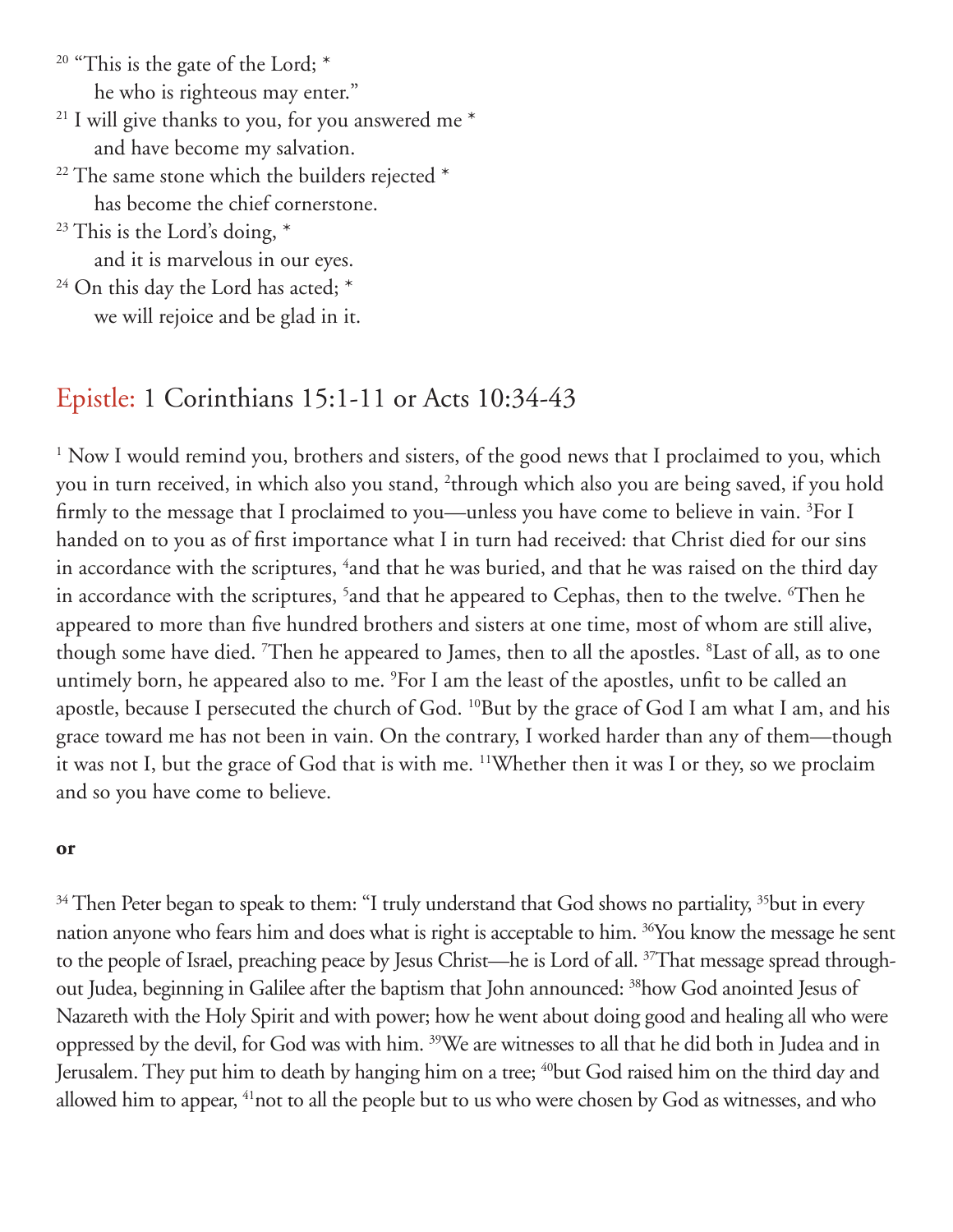[20] "This is the gate of the Lord; *
he who is righteous may enter."
[21] I will give thanks to you, for you answered me *
and have become my salvation.
[22] The same stone which the builders rejected *
has become the chief cornerstone.
[23] This is the Lord's doing, *
and it is marvelous in our eyes.
[24] On this day the Lord has acted; *
we will rejoice and be glad in it.

## Epistle: 1 Corinthians 15:1-11 or Acts 10:34-43

[1] Now I would remind you, brothers and sisters, of the good news that I proclaimed to you, which you in turn received, in which also you stand, [2]through which also you are being saved, if you hold firmly to the message that I proclaimed to you—unless you have come to believe in vain. [3]For I handed on to you as of first importance what I in turn had received: that Christ died for our sins in accordance with the scriptures, [4]and that he was buried, and that he was raised on the third day in accordance with the scriptures, [5]and that he appeared to Cephas, then to the twelve. [6]Then he appeared to more than five hundred brothers and sisters at one time, most of whom are still alive, though some have died. [7]Then he appeared to James, then to all the apostles. [8]Last of all, as to one untimely born, he appeared also to me. [9]For I am the least of the apostles, unfit to be called an apostle, because I persecuted the church of God. [10]But by the grace of God I am what I am, and his grace toward me has not been in vain. On the contrary, I worked harder than any of them—though it was not I, but the grace of God that is with me. [11]Whether then it was I or they, so we proclaim and so you have come to believe.

**or**

[34] Then Peter began to speak to them: "I truly understand that God shows no partiality, [35]but in every nation anyone who fears him and does what is right is acceptable to him. [36]You know the message he sent to the people of Israel, preaching peace by Jesus Christ—he is Lord of all. [37]That message spread throughout Judea, beginning in Galilee after the baptism that John announced: [38]how God anointed Jesus of Nazareth with the Holy Spirit and with power; how he went about doing good and healing all who were oppressed by the devil, for God was with him. [39]We are witnesses to all that he did both in Judea and in Jerusalem. They put him to death by hanging him on a tree; [40]but God raised him on the third day and allowed him to appear, [41]not to all the people but to us who were chosen by God as witnesses, and who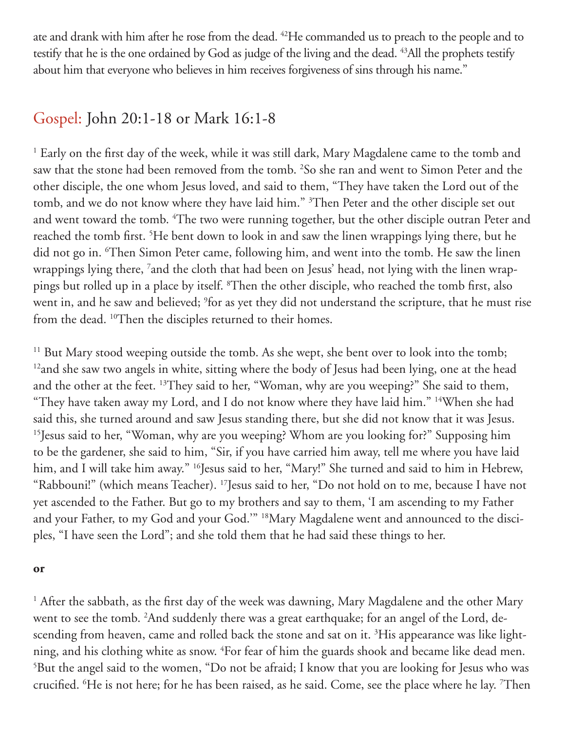ate and drank with him after he rose from the dead. [42]He commanded us to preach to the people and to testify that he is the one ordained by God as judge of the living and the dead. [43]All the prophets testify about him that everyone who believes in him receives forgiveness of sins through his name."

## Gospel: John 20:1-18 or Mark 16:1-8

[1] Early on the first day of the week, while it was still dark, Mary Magdalene came to the tomb and saw that the stone had been removed from the tomb. [2]So she ran and went to Simon Peter and the other disciple, the one whom Jesus loved, and said to them, "They have taken the Lord out of the tomb, and we do not know where they have laid him." [3]Then Peter and the other disciple set out and went toward the tomb. [4]The two were running together, but the other disciple outran Peter and reached the tomb first. [5]He bent down to look in and saw the linen wrappings lying there, but he did not go in. [6]Then Simon Peter came, following him, and went into the tomb. He saw the linen wrappings lying there, [7]and the cloth that had been on Jesus' head, not lying with the linen wrappings but rolled up in a place by itself. [8]Then the other disciple, who reached the tomb first, also went in, and he saw and believed; [9]for as yet they did not understand the scripture, that he must rise from the dead. [10]Then the disciples returned to their homes.

[11] But Mary stood weeping outside the tomb. As she wept, she bent over to look into the tomb; [12]and she saw two angels in white, sitting where the body of Jesus had been lying, one at the head and the other at the feet. [13]They said to her, "Woman, why are you weeping?" She said to them, "They have taken away my Lord, and I do not know where they have laid him." [14]When she had said this, she turned around and saw Jesus standing there, but she did not know that it was Jesus. [15]Jesus said to her, "Woman, why are you weeping? Whom are you looking for?" Supposing him to be the gardener, she said to him, "Sir, if you have carried him away, tell me where you have laid him, and I will take him away." [16]Jesus said to her, "Mary!" She turned and said to him in Hebrew, "Rabbouni!" (which means Teacher). [17]Jesus said to her, "Do not hold on to me, because I have not yet ascended to the Father. But go to my brothers and say to them, 'I am ascending to my Father and your Father, to my God and your God.'" [18]Mary Magdalene went and announced to the disciples, "I have seen the Lord"; and she told them that he had said these things to her.

**or**

[1] After the sabbath, as the first day of the week was dawning, Mary Magdalene and the other Mary went to see the tomb. [2]And suddenly there was a great earthquake; for an angel of the Lord, descending from heaven, came and rolled back the stone and sat on it. [3]His appearance was like lightning, and his clothing white as snow. [4]For fear of him the guards shook and became like dead men. [5]But the angel said to the women, "Do not be afraid; I know that you are looking for Jesus who was crucified. [6]He is not here; for he has been raised, as he said. Come, see the place where he lay. [7]Then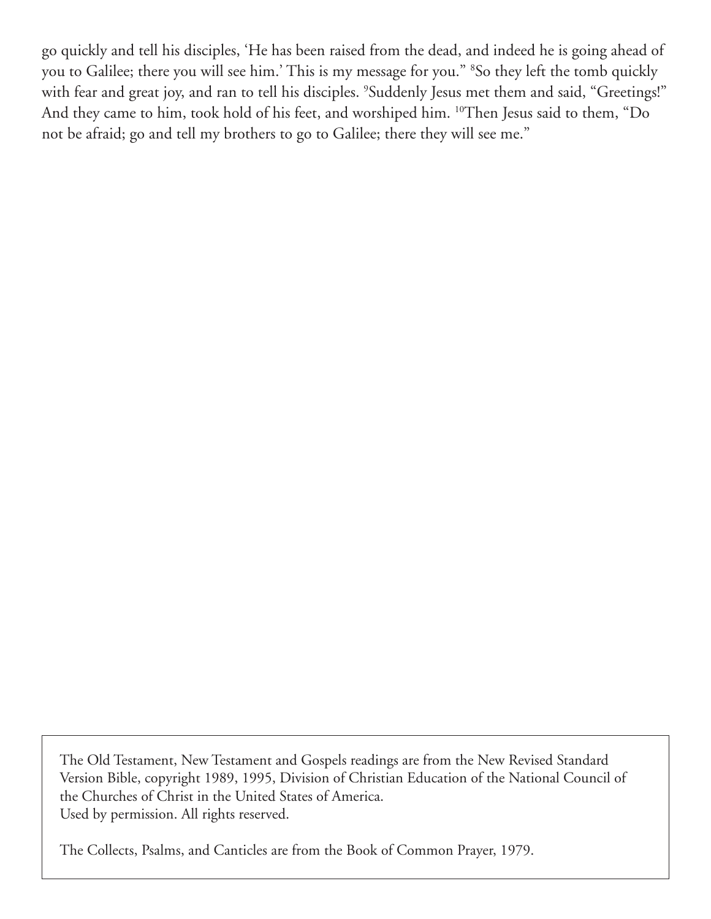go quickly and tell his disciples, 'He has been raised from the dead, and indeed he is going ahead of you to Galilee; there you will see him.' This is my message for you." [8]So they left the tomb quickly with fear and great joy, and ran to tell his disciples. [9]Suddenly Jesus met them and said, "Greetings!" And they came to him, took hold of his feet, and worshiped him. [10]Then Jesus said to them, "Do not be afraid; go and tell my brothers to go to Galilee; there they will see me."

The Old Testament, New Testament and Gospels readings are from the New Revised Standard Version Bible, copyright 1989, 1995, Division of Christian Education of the National Council of the Churches of Christ in the United States of America.
Used by permission. All rights reserved.

The Collects, Psalms, and Canticles are from the Book of Common Prayer, 1979.